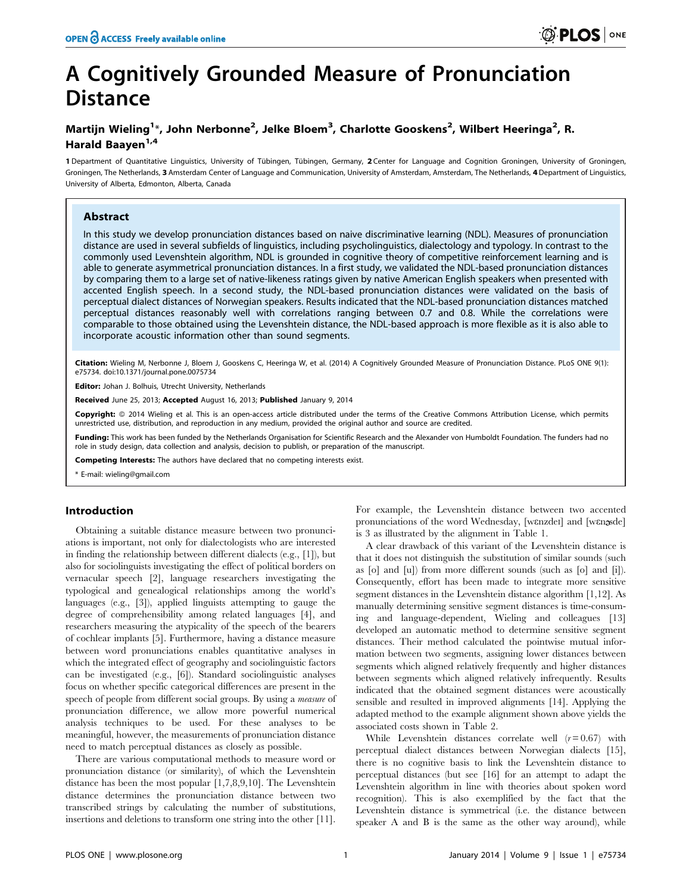# A Cognitively Grounded Measure of Pronunciation Distance

**Martijn Wieling[1]\*, John Nerbonne[2], Jelke Bloem[3], Charlotte Gooskens[2], Wilbert Heeringa[2], R. Harald Baayen[1,4]**

**1** Department of Quantitative Linguistics, University of Tübingen, Tübingen, Germany, **2** Center for Language and Cognition Groningen, University of Groningen, Groningen, The Netherlands, **3** Amsterdam Center of Language and Communication, University of Amsterdam, Amsterdam, The Netherlands, **4** Department of Linguistics, University of Alberta, Edmonton, Alberta, Canada

## Abstract

In this study we develop pronunciation distances based on naive discriminative learning (NDL). Measures of pronunciation distance are used in several subfields of linguistics, including psycholinguistics, dialectology and typology. In contrast to the commonly used Levenshtein algorithm, NDL is grounded in cognitive theory of competitive reinforcement learning and is able to generate asymmetrical pronunciation distances. In a first study, we validated the NDL-based pronunciation distances by comparing them to a large set of native-likeness ratings given by native American English speakers when presented with accented English speech. In a second study, the NDL-based pronunciation distances were validated on the basis of perceptual dialect distances of Norwegian speakers. Results indicated that the NDL-based pronunciation distances matched perceptual distances reasonably well with correlations ranging between 0.7 and 0.8. While the correlations were comparable to those obtained using the Levenshtein distance, the NDL-based approach is more flexible as it is also able to incorporate acoustic information other than sound segments.

**Citation:** Wieling M, Nerbonne J, Bloem J, Gooskens C, Heeringa W, et al. (2014) A Cognitively Grounded Measure of Pronunciation Distance. PLoS ONE 9(1): e75734. doi:10.1371/journal.pone.0075734

**Editor:** Johan J. Bolhuis, Utrecht University, Netherlands

**Received** June 25, 2013; **Accepted** August 16, 2013; **Published** January 9, 2014

**Copyright:** © 2014 Wieling et al. This is an open-access article distributed under the terms of the Creative Commons Attribution License, which permits unrestricted use, distribution, and reproduction in any medium, provided the original author and source are credited.

**Funding:** This work has been funded by the Netherlands Organisation for Scientific Research and the Alexander von Humboldt Foundation. The funders had no role in study design, data collection and analysis, decision to publish, or preparation of the manuscript.

**Competing Interests:** The authors have declared that no competing interests exist.

\* E-mail: wieling@gmail.com

## Introduction

Obtaining a suitable distance measure between two pronunciations is important, not only for dialectologists who are interested in finding the relationship between different dialects (e.g., [1]), but also for sociolinguists investigating the effect of political borders on vernacular speech [2], language researchers investigating the typological and genealogical relationships among the world's languages (e.g., [3]), applied linguists attempting to gauge the degree of comprehensibility among related languages [4], and researchers measuring the atypicality of the speech of the bearers of cochlear implants [5]. Furthermore, having a distance measure between word pronunciations enables quantitative analyses in which the integrated effect of geography and sociolinguistic factors can be investigated (e.g., [6]). Standard sociolinguistic analyses focus on whether specific categorical differences are present in the speech of people from different social groups. By using a *measure* of pronunciation difference, we allow more powerful numerical analysis techniques to be used. For these analyses to be meaningful, however, the measurements of pronunciation distance need to match perceptual distances as closely as possible.

There are various computational methods to measure word or pronunciation distance (or similarity), of which the Levenshtein distance has been the most popular [1,7,8,9,10]. The Levenshtein distance determines the pronunciation distance between two transcribed strings by calculating the number of substitutions, insertions and deletions to transform one string into the other [11]. For example, the Levenshtein distance between two accented pronunciations of the word Wednesday, [wɛnzdeɪ] and [wɛnɝde] is 3 as illustrated by the alignment in Table 1.

A clear drawback of this variant of the Levenshtein distance is that it does not distinguish the substitution of similar sounds (such as [o] and [u]) from more different sounds (such as [o] and [i]). Consequently, effort has been made to integrate more sensitive segment distances in the Levenshtein distance algorithm [1,12]. As manually determining sensitive segment distances is time-consuming and language-dependent, Wieling and colleagues [13] developed an automatic method to determine sensitive segment distances. Their method calculated the pointwise mutual information between two segments, assigning lower distances between segments which aligned relatively frequently and higher distances between segments which aligned relatively infrequently. Results indicated that the obtained segment distances were acoustically sensible and resulted in improved alignments [14]. Applying the adapted method to the example alignment shown above yields the associated costs shown in Table 2.

While Levenshtein distances correlate well ($r = 0.67$) with perceptual dialect distances between Norwegian dialects [15], there is no cognitive basis to link the Levenshtein distance to perceptual distances (but see [16] for an attempt to adapt the Levenshtein algorithm in line with theories about spoken word recognition). This is also exemplified by the fact that the Levenshtein distance is symmetrical (i.e. the distance between speaker A and B is the same as the other way around), while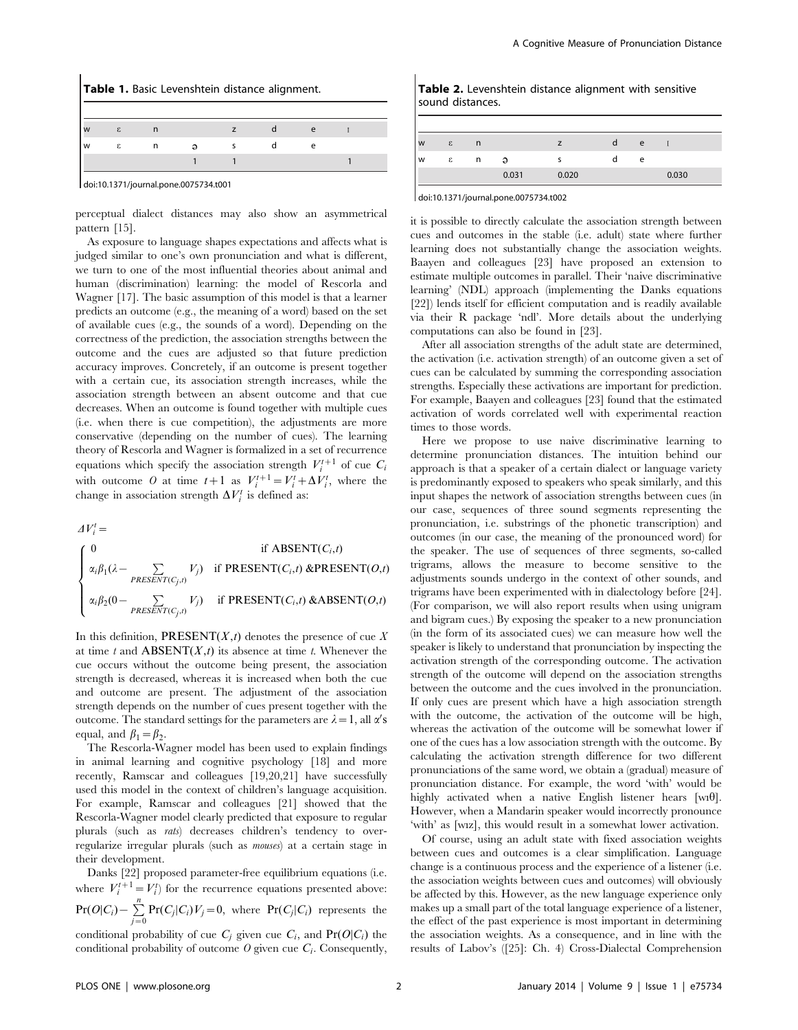**Table 1.** Basic Levenshtein distance alignment.

| | | | | | | | |
|---|---|---|---|---|---|---|---|
| w | ɛ | n | | z | d | e | ɪ |
| w | ɛ | n | ə | s | d | e | |
| | | | 1 | 1 | | | 1 |

doi:10.1371/journal.pone.0075734.t001

**Table 2.** Levenshtein distance alignment with sensitive sound distances.

| | | | | | | | |
|---|---|---|---|---|---|---|---|
| w | ɛ | n | | z | d | e | ɪ |
| w | ɛ | n | ə | s | d | e | |
| | | | 0.031 | 0.020 | | | 0.030 |

doi:10.1371/journal.pone.0075734.t002

perceptual dialect distances may also show an asymmetrical pattern [15].

As exposure to language shapes expectations and affects what is judged similar to one's own pronunciation and what is different, we turn to one of the most influential theories about animal and human (discrimination) learning: the model of Rescorla and Wagner [17]. The basic assumption of this model is that a learner predicts an outcome (e.g., the meaning of a word) based on the set of available cues (e.g., the sounds of a word). Depending on the correctness of the prediction, the association strengths between the outcome and the cues are adjusted so that future prediction accuracy improves. Concretely, if an outcome is present together with a certain cue, its association strength increases, while the association strength between an absent outcome and that cue decreases. When an outcome is found together with multiple cues (i.e. when there is cue competition), the adjustments are more conservative (depending on the number of cues). The learning theory of Rescorla and Wagner is formalized in a set of recurrence equations which specify the association strength $V_i^{t+1}$ of cue $C_i$ with outcome $O$ at time $t+1$ as $V_i^{t+1} = V_i^t + \Delta V_i^t$, where the change in association strength $\Delta V_i^t$ is defined as:

$$
\Delta V_i^t = \begin{cases} 0 & \text{if ABSENT}(C_i, t) \\ \alpha_i \beta_1 (\lambda - \sum_{PRESENT(C_j,t)} V_j) & \text{if PRESENT}(C_i,t) \ \&\text{PRESENT}(O,t) \\ \alpha_i \beta_2 (0 - \sum_{PRESENT(C_j,t)} V_j) & \text{if PRESENT}(C_i,t) \ \&\text{ABSENT}(O,t) \end{cases}
$$

In this definition, $\mathbf{PRESENT}(X,t)$ denotes the presence of cue $X$ at time $t$ and $\mathbf{ABSENT}(X,t)$ its absence at time $t$. Whenever the cue occurs without the outcome being present, the association strength is decreased, whereas it is increased when both the cue and outcome are present. The adjustment of the association strength depends on the number of cues present together with the outcome. The standard settings for the parameters are $\lambda = 1$, all $\alpha$'s equal, and $\beta_1 = \beta_2$.

The Rescorla-Wagner model has been used to explain findings in animal learning and cognitive psychology [18] and more recently, Ramscar and colleagues [19,20,21] have successfully used this model in the context of children's language acquisition. For example, Ramscar and colleagues [21] showed that the Rescorla-Wagner model clearly predicted that exposure to regular plurals (such as *rats*) decreases children's tendency to over-regularize irregular plurals (such as *mouses*) at a certain stage in their development.

Danks [22] proposed parameter-free equilibrium equations (i.e. where $V_i^{t+1} = V_i^t$) for the recurrence equations presented above: $\Pr(O|C_i) - \sum_{j=0}^{n} \Pr(C_j|C_i) V_j = 0$, where $\Pr(C_j|C_i)$ represents the conditional probability of cue $C_j$ given cue $C_i$, and $\Pr(O|C_i)$ the conditional probability of outcome $O$ given cue $C_i$. Consequently, it is possible to directly calculate the association strength between cues and outcomes in the stable (i.e. adult) state where further learning does not substantially change the association weights. Baayen and colleagues [23] have proposed an extension to estimate multiple outcomes in parallel. Their 'naive discriminative learning' (NDL) approach (implementing the Danks equations [22]) lends itself for efficient computation and is readily available via their R package 'ndl'. More details about the underlying computations can also be found in [23].

After all association strengths of the adult state are determined, the activation (i.e. activation strength) of an outcome given a set of cues can be calculated by summing the corresponding association strengths. Especially these activations are important for prediction. For example, Baayen and colleagues [23] found that the estimated activation of words correlated well with experimental reaction times to those words.

Here we propose to use naive discriminative learning to determine pronunciation distances. The intuition behind our approach is that a speaker of a certain dialect or language variety is predominantly exposed to speakers who speak similarly, and this input shapes the network of association strengths between cues (in our case, sequences of three sound segments representing the pronunciation, i.e. substrings of the phonetic transcription) and outcomes (in our case, the meaning of the pronounced word) for the speaker. The use of sequences of three segments, so-called trigrams, allows the measure to become sensitive to the adjustments sounds undergo in the context of other sounds, and trigrams have been experimented with in dialectology before [24]. (For comparison, we will also report results when using unigram and bigram cues.) By exposing the speaker to a new pronunciation (in the form of its associated cues) we can measure how well the speaker is likely to understand that pronunciation by inspecting the activation strength of the corresponding outcome. The activation strength of the outcome will depend on the association strengths between the outcome and the cues involved in the pronunciation. If only cues are present which have a high association strength with the outcome, the activation of the outcome will be high, whereas the activation of the outcome will be somewhat lower if one of the cues has a low association strength with the outcome. By calculating the activation strength difference for two different pronunciations of the same word, we obtain a (gradual) measure of pronunciation distance. For example, the word 'with' would be highly activated when a native English listener hears [wɪθ]. However, when a Mandarin speaker would incorrectly pronounce 'with' as [wɪz], this would result in a somewhat lower activation.

Of course, using an adult state with fixed association weights between cues and outcomes is a clear simplification. Language change is a continuous process and the experience of a listener (i.e. the association weights between cues and outcomes) will obviously be affected by this. However, as the new language experience only makes up a small part of the total language experience of a listener, the effect of the past experience is most important in determining the association weights. As a consequence, and in line with the results of Labov's ([25]: Ch. 4) Cross-Dialectal Comprehension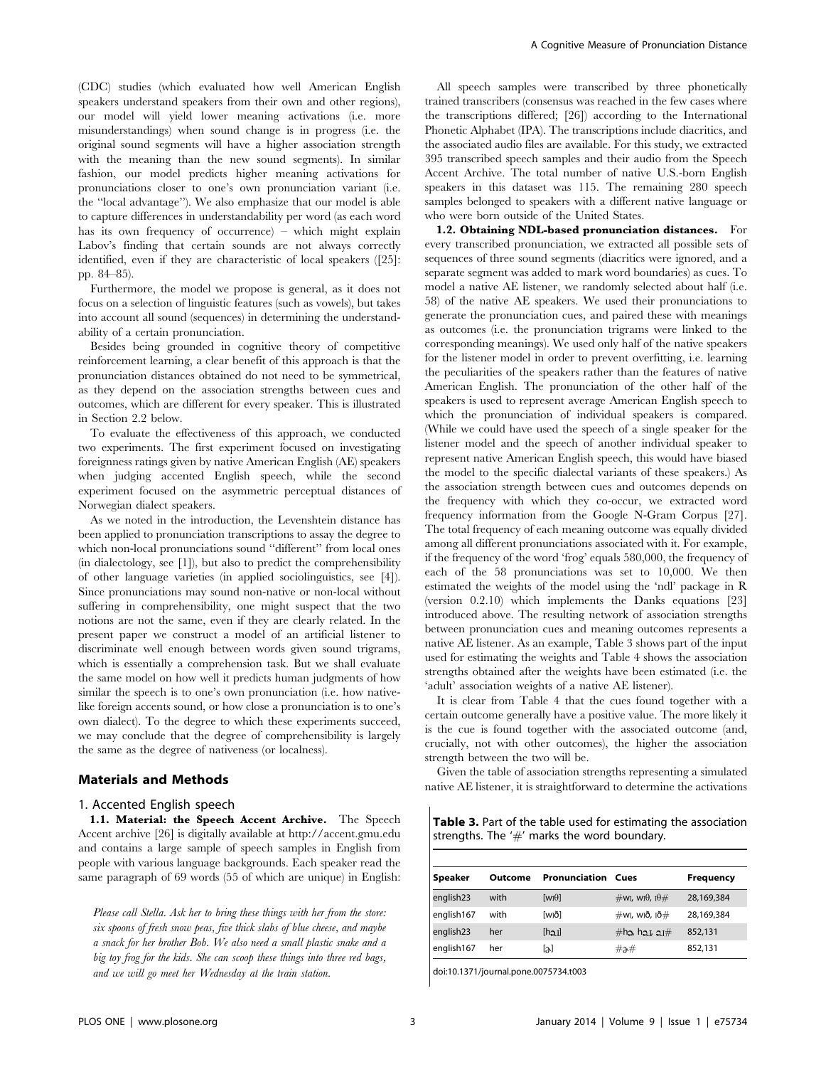(CDC) studies (which evaluated how well American English speakers understand speakers from their own and other regions), our model will yield lower meaning activations (i.e. more misunderstandings) when sound change is in progress (i.e. the original sound segments will have a higher association strength with the meaning than the new sound segments). In similar fashion, our model predicts higher meaning activations for pronunciations closer to one's own pronunciation variant (i.e. the ''local advantage''). We also emphasize that our model is able to capture differences in understandability per word (as each word has its own frequency of occurrence) – which might explain Labov's finding that certain sounds are not always correctly identified, even if they are characteristic of local speakers ([25]: pp. 84–85).

Furthermore, the model we propose is general, as it does not focus on a selection of linguistic features (such as vowels), but takes into account all sound (sequences) in determining the understandability of a certain pronunciation.

Besides being grounded in cognitive theory of competitive reinforcement learning, a clear benefit of this approach is that the pronunciation distances obtained do not need to be symmetrical, as they depend on the association strengths between cues and outcomes, which are different for every speaker. This is illustrated in Section 2.2 below.

To evaluate the effectiveness of this approach, we conducted two experiments. The first experiment focused on investigating foreignness ratings given by native American English (AE) speakers when judging accented English speech, while the second experiment focused on the asymmetric perceptual distances of Norwegian dialect speakers.

As we noted in the introduction, the Levenshtein distance has been applied to pronunciation transcriptions to assay the degree to which non-local pronunciations sound ''different'' from local ones (in dialectology, see [1]), but also to predict the comprehensibility of other language varieties (in applied sociolinguistics, see [4]). Since pronunciations may sound non-native or non-local without suffering in comprehensibility, one might suspect that the two notions are not the same, even if they are clearly related. In the present paper we construct a model of an artificial listener to discriminate well enough between words given sound trigrams, which is essentially a comprehension task. But we shall evaluate the same model on how well it predicts human judgments of how similar the speech is to one's own pronunciation (i.e. how native-like foreign accents sound, or how close a pronunciation is to one's own dialect). To the degree to which these experiments succeed, we may conclude that the degree of comprehensibility is largely the same as the degree of nativeness (or localness).

## Materials and Methods

### 1. Accented English speech

**1.1. Material: the Speech Accent Archive.** The Speech Accent archive [26] is digitally available at http://accent.gmu.edu and contains a large sample of speech samples in English from people with various language backgrounds. Each speaker read the same paragraph of 69 words (55 of which are unique) in English:

*Please call Stella. Ask her to bring these things with her from the store: six spoons of fresh snow peas, five thick slabs of blue cheese, and maybe a snack for her brother Bob. We also need a small plastic snake and a big toy frog for the kids. She can scoop these things into three red bags, and we will go meet her Wednesday at the train station.*

All speech samples were transcribed by three phonetically trained transcribers (consensus was reached in the few cases where the transcriptions differed; [26]) according to the International Phonetic Alphabet (IPA). The transcriptions include diacritics, and the associated audio files are available. For this study, we extracted 395 transcribed speech samples and their audio from the Speech Accent Archive. The total number of native U.S.-born English speakers in this dataset was 115. The remaining 280 speech samples belonged to speakers with a different native language or who were born outside of the United States.

**1.2. Obtaining NDL-based pronunciation distances.** For every transcribed pronunciation, we extracted all possible sets of sequences of three sound segments (diacritics were ignored, and a separate segment was added to mark word boundaries) as cues. To model a native AE listener, we randomly selected about half (i.e. 58) of the native AE speakers. We used their pronunciations to generate the pronunciation cues, and paired these with meanings as outcomes (i.e. the pronunciation trigrams were linked to the corresponding meanings). We used only half of the native speakers for the listener model in order to prevent overfitting, i.e. learning the peculiarities of the speakers rather than the features of native American English. The pronunciation of the other half of the speakers is used to represent average American English speech to which the pronunciation of individual speakers is compared. (While we could have used the speech of a single speaker for the listener model and the speech of another individual speaker to represent native American English speech, this would have biased the model to the specific dialectal variants of these speakers.) As the association strength between cues and outcomes depends on the frequency with which they co-occur, we extracted word frequency information from the Google N-Gram Corpus [27]. The total frequency of each meaning outcome was equally divided among all different pronunciations associated with it. For example, if the frequency of the word 'frog' equals 580,000, the frequency of each of the 58 pronunciations was set to 10,000. We then estimated the weights of the model using the 'ndl' package in R (version 0.2.10) which implements the Danks equations [23] introduced above. The resulting network of association strengths between pronunciation cues and meaning outcomes represents a native AE listener. As an example, Table 3 shows part of the input used for estimating the weights and Table 4 shows the association strengths obtained after the weights have been estimated (i.e. the 'adult' association weights of a native AE listener).

It is clear from Table 4 that the cues found together with a certain outcome generally have a positive value. The more likely it is the cue is found together with the associated outcome (and, crucially, not with other outcomes), the higher the association strength between the two will be.

Given the table of association strengths representing a simulated native AE listener, it is straightforward to determine the activations

**Table 3.** Part of the table used for estimating the association strengths. The '#' marks the word boundary.

| Speaker | Outcome | Pronunciation | Cues | Frequency |
|---|---|---|---|---|
| english23 | with | [wɪθ] | #wɪ, wɪθ, ɪθ# | 28,169,384 |
| english167 | with | [wɪð] | #wɪ, wɪð, ɪð# | 28,169,384 |
| english23 | her | [hɚɹ] | #hɚ, hɚɹ, ɚɹ# | 852,131 |
| english167 | her | [ɚ] | #ɚ# | 852,131 |

doi:10.1371/journal.pone.0075734.t003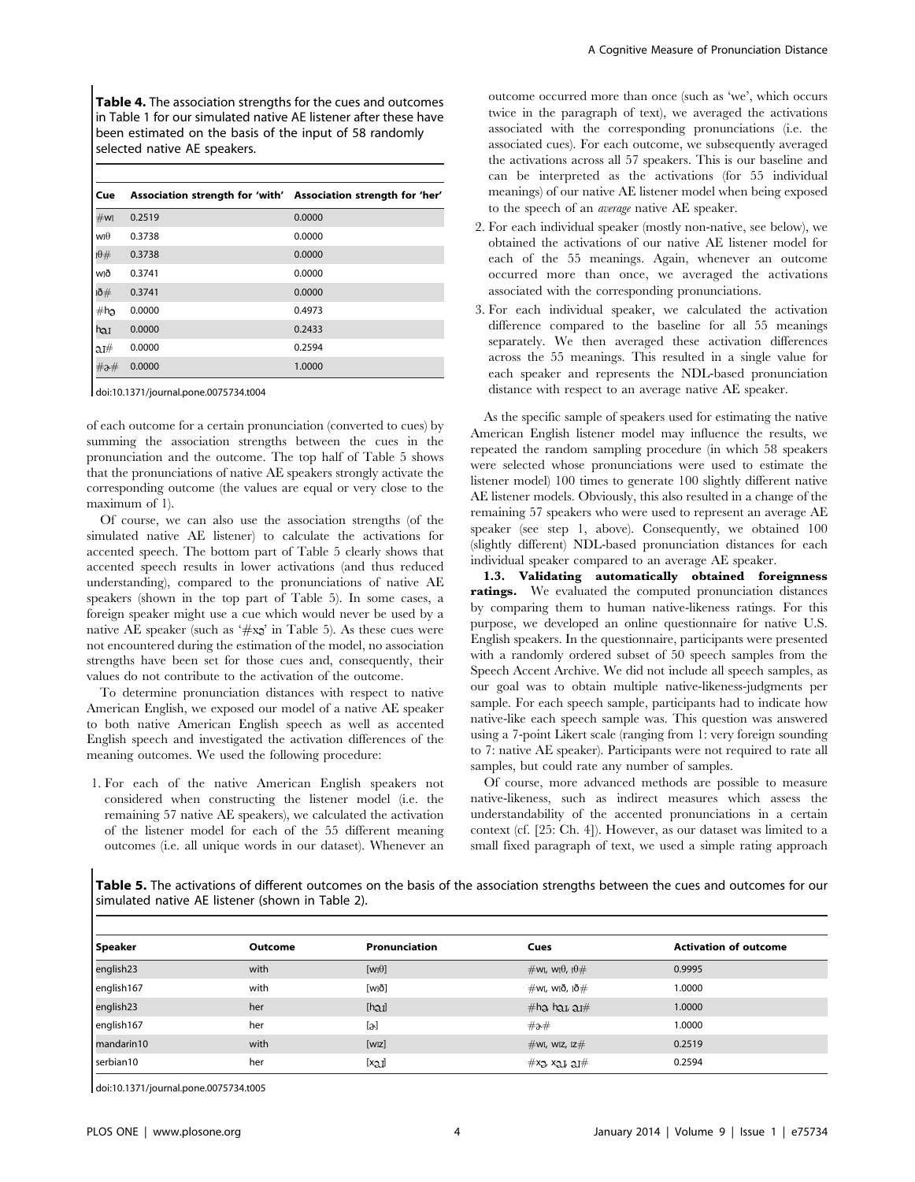**Table 4.** The association strengths for the cues and outcomes in Table 1 for our simulated native AE listener after these have been estimated on the basis of the input of 58 randomly selected native AE speakers.

| Cue | Association strength for 'with' | Association strength for 'her' |
|---|---|---|
| #wɪ | 0.2519 | 0.0000 |
| wɪθ | 0.3738 | 0.0000 |
| ɪθ# | 0.3738 | 0.0000 |
| wɪð | 0.3741 | 0.0000 |
| ɪð# | 0.3741 | 0.0000 |
| #hɚ | 0.0000 | 0.4973 |
| hɚɹ | 0.0000 | 0.2433 |
| ɚɹ# | 0.0000 | 0.2594 |
| #ɚ# | 0.0000 | 1.0000 |

doi:10.1371/journal.pone.0075734.t004

of each outcome for a certain pronunciation (converted to cues) by summing the association strengths between the cues in the pronunciation and the outcome. The top half of Table 5 shows that the pronunciations of native AE speakers strongly activate the corresponding outcome (the values are equal or very close to the maximum of 1).

Of course, we can also use the association strengths (of the simulated native AE listener) to calculate the activations for accented speech. The bottom part of Table 5 clearly shows that accented speech results in lower activations (and thus reduced understanding), compared to the pronunciations of native AE speakers (shown in the top part of Table 5). In some cases, a foreign speaker might use a cue which would never be used by a native AE speaker (such as '#xɚ' in Table 5). As these cues were not encountered during the estimation of the model, no association strengths have been set for those cues and, consequently, their values do not contribute to the activation of the outcome.

To determine pronunciation distances with respect to native American English, we exposed our model of a native AE speaker to both native American English speech as well as accented English speech and investigated the activation differences of the meaning outcomes. We used the following procedure:

1. For each of the native American English speakers not considered when constructing the listener model (i.e. the remaining 57 native AE speakers), we calculated the activation of the listener model for each of the 55 different meaning outcomes (i.e. all unique words in our dataset). Whenever an outcome occurred more than once (such as 'we', which occurs twice in the paragraph of text), we averaged the activations associated with the corresponding pronunciations (i.e. the associated cues). For each outcome, we subsequently averaged the activations across all 57 speakers. This is our baseline and can be interpreted as the activations (for 55 individual meanings) of our native AE listener model when being exposed to the speech of an *average* native AE speaker.
2. For each individual speaker (mostly non-native, see below), we obtained the activations of our native AE listener model for each of the 55 meanings. Again, whenever an outcome occurred more than once, we averaged the activations associated with the corresponding pronunciations.
3. For each individual speaker, we calculated the activation difference compared to the baseline for all 55 meanings separately. We then averaged these activation differences across the 55 meanings. This resulted in a single value for each speaker and represents the NDL-based pronunciation distance with respect to an average native AE speaker.

As the specific sample of speakers used for estimating the native American English listener model may influence the results, we repeated the random sampling procedure (in which 58 speakers were selected whose pronunciations were used to estimate the listener model) 100 times to generate 100 slightly different native AE listener models. Obviously, this also resulted in a change of the remaining 57 speakers who were used to represent an average AE speaker (see step 1, above). Consequently, we obtained 100 (slightly different) NDL-based pronunciation distances for each individual speaker compared to an average AE speaker.

**1.3. Validating automatically obtained foreignness ratings.** We evaluated the computed pronunciation distances by comparing them to human native-likeness ratings. For this purpose, we developed an online questionnaire for native U.S. English speakers. In the questionnaire, participants were presented with a randomly ordered subset of 50 speech samples from the Speech Accent Archive. We did not include all speech samples, as our goal was to obtain multiple native-likeness-judgments per sample. For each speech sample, participants had to indicate how native-like each speech sample was. This question was answered using a 7-point Likert scale (ranging from 1: very foreign sounding to 7: native AE speaker). Participants were not required to rate all samples, but could rate any number of samples.

Of course, more advanced methods are possible to measure native-likeness, such as indirect measures which assess the understandability of the accented pronunciations in a certain context (cf. [25: Ch. 4]). However, as our dataset was limited to a small fixed paragraph of text, we used a simple rating approach

**Table 5.** The activations of different outcomes on the basis of the association strengths between the cues and outcomes for our simulated native AE listener (shown in Table 2).

| Speaker | Outcome | Pronunciation | Cues | Activation of outcome |
|---|---|---|---|---|
| english23 | with | [wɪθ] | #wɪ, wɪθ, ɪθ# | 0.9995 |
| english167 | with | [wɪð] | #wɪ, wɪð, ɪð# | 1.0000 |
| english23 | her | [hɚɹ] | #hɚ, hɚɹ, ɚɹ# | 1.0000 |
| english167 | her | [ɚ] | #ɚ# | 1.0000 |
| mandarin10 | with | [wɪz] | #wɪ, wɪz, ɪz# | 0.2519 |
| serbian10 | her | [xɚɹ] | #xɚ, xɚɹ, ɚɹ# | 0.2594 |

doi:10.1371/journal.pone.0075734.t005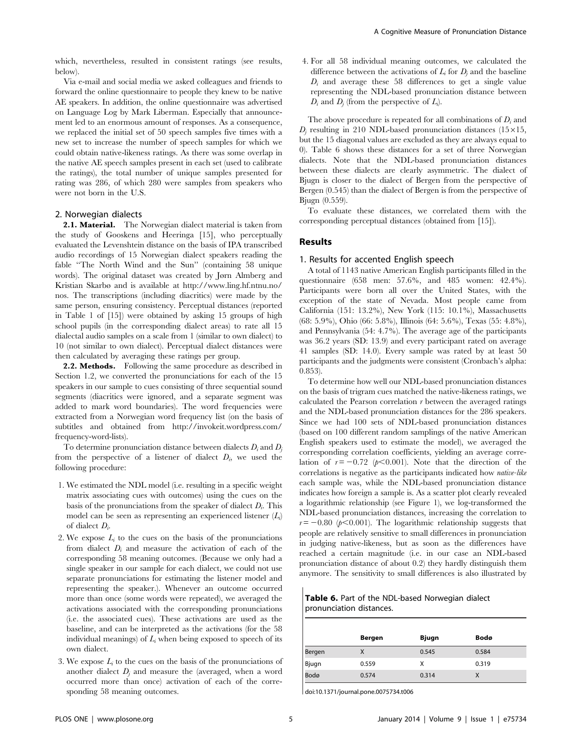which, nevertheless, resulted in consistent ratings (see results, below).

Via e-mail and social media we asked colleagues and friends to forward the online questionnaire to people they knew to be native AE speakers. In addition, the online questionnaire was advertised on Language Log by Mark Liberman. Especially that announcement led to an enormous amount of responses. As a consequence, we replaced the initial set of 50 speech samples five times with a new set to increase the number of speech samples for which we could obtain native-likeness ratings. As there was some overlap in the native AE speech samples present in each set (used to calibrate the ratings), the total number of unique samples presented for rating was 286, of which 280 were samples from speakers who were not born in the U.S.

### 2. Norwegian dialects

**2.1. Material.** The Norwegian dialect material is taken from the study of Gooskens and Heeringa [15], who perceptually evaluated the Levenshtein distance on the basis of IPA transcribed audio recordings of 15 Norwegian dialect speakers reading the fable "The North Wind and the Sun" (containing 58 unique words). The original dataset was created by Jørn Almberg and Kristian Skarbø and is available at http://www.ling.hf.ntnu.no/nos. The transcriptions (including diacritics) were made by the same person, ensuring consistency. Perceptual distances (reported in Table 1 of [15]) were obtained by asking 15 groups of high school pupils (in the corresponding dialect areas) to rate all 15 dialectal audio samples on a scale from 1 (similar to own dialect) to 10 (not similar to own dialect). Perceptual dialect distances were then calculated by averaging these ratings per group.

**2.2. Methods.** Following the same procedure as described in Section 1.2, we converted the pronunciations for each of the 15 speakers in our sample to cues consisting of three sequential sound segments (diacritics were ignored, and a separate segment was added to mark word boundaries). The word frequencies were extracted from a Norwegian word frequency list (on the basis of subtitles and obtained from http://invokeit.wordpress.com/frequency-word-lists).

To determine pronunciation distance between dialects $D_i$ and $D_j$ from the perspective of a listener of dialect $D_i$, we used the following procedure:

1. We estimated the NDL model (i.e. resulting in a specific weight matrix associating cues with outcomes) using the cues on the basis of the pronunciations from the speaker of dialect $D_i$. This model can be seen as representing an experienced listener ($L_i$) of dialect $D_i$.
2. We expose $L_i$ to the cues on the basis of the pronunciations from dialect $D_i$ and measure the activation of each of the corresponding 58 meaning outcomes. (Because we only had a single speaker in our sample for each dialect, we could not use separate pronunciations for estimating the listener model and representing the speaker.). Whenever an outcome occurred more than once (some words were repeated), we averaged the activations associated with the corresponding pronunciations (i.e. the associated cues). These activations are used as the baseline, and can be interpreted as the activations (for the 58 individual meanings) of $L_i$ when being exposed to speech of its own dialect.
3. We expose $L_i$ to the cues on the basis of the pronunciations of another dialect $D_j$ and measure the (averaged, when a word occurred more than once) activation of each of the corresponding 58 meaning outcomes.
4. For all 58 individual meaning outcomes, we calculated the difference between the activations of $L_i$ for $D_j$ and the baseline $D_i$ and average these 58 differences to get a single value representing the NDL-based pronunciation distance between $D_i$ and $D_j$ (from the perspective of $L_i$).

The above procedure is repeated for all combinations of $D_i$ and $D_j$ resulting in 210 NDL-based pronunciation distances ($15\times15$, but the 15 diagonal values are excluded as they are always equal to 0). Table 6 shows these distances for a set of three Norwegian dialects. Note that the NDL-based pronunciation distances between these dialects are clearly asymmetric. The dialect of Bjugn is closer to the dialect of Bergen from the perspective of Bergen (0.545) than the dialect of Bergen is from the perspective of Bjugn (0.559).

To evaluate these distances, we correlated them with the corresponding perceptual distances (obtained from [15]).

## Results

### 1. Results for accented English speech

A total of 1143 native American English participants filled in the questionnaire (658 men: 57.6%, and 485 women: 42.4%). Participants were born all over the United States, with the exception of the state of Nevada. Most people came from California (151: 13.2%), New York (115: 10.1%), Massachusetts (68: 5.9%), Ohio (66: 5.8%), Illinois (64: 5.6%), Texas (55: 4.8%), and Pennsylvania (54: 4.7%). The average age of the participants was 36.2 years (SD: 13.9) and every participant rated on average 42 samples (SD: 14.0). Every sample was rated by at least 50 participants and the judgments were consistent (Cronbach's alpha: 0.853).

To determine how well our NDL-based pronunciation distances on the basis of trigram cues matched the native-likeness ratings, we calculated the Pearson correlation $r$ between the averaged ratings and the NDL-based pronunciation distances for the 286 speakers. Since we had 100 sets of NDL-based pronunciation distances (based on 100 different random samplings of the native American English speakers used to estimate the model), we averaged the corresponding correlation coefficients, yielding an average correlation of $r = -0.72$ ($p<0.001$). Note that the direction of the correlations is negative as the participants indicated how *native-like* each sample was, while the NDL-based pronunciation distance indicates how foreign a sample is. As a scatter plot clearly revealed a logarithmic relationship (see Figure 1), we log-transformed the NDL-based pronunciation distances, increasing the correlation to $r = -0.80$ ($p<0.001$). The logarithmic relationship suggests that people are relatively sensitive to small differences in pronunciation in judging native-likeness, but as soon as the differences have reached a certain magnitude (i.e. in our case an NDL-based pronunciation distance of about 0.2) they hardly distinguish them anymore. The sensitivity to small differences is also illustrated by

**Table 6.** Part of the NDL-based Norwegian dialect pronunciation distances.

| | Bergen | Bjugn | Bodø |
|---|---|---|---|
| Bergen | X | 0.545 | 0.584 |
| Bjugn | 0.559 | X | 0.319 |
| Bodø | 0.574 | 0.314 | X |

doi:10.1371/journal.pone.0075734.t006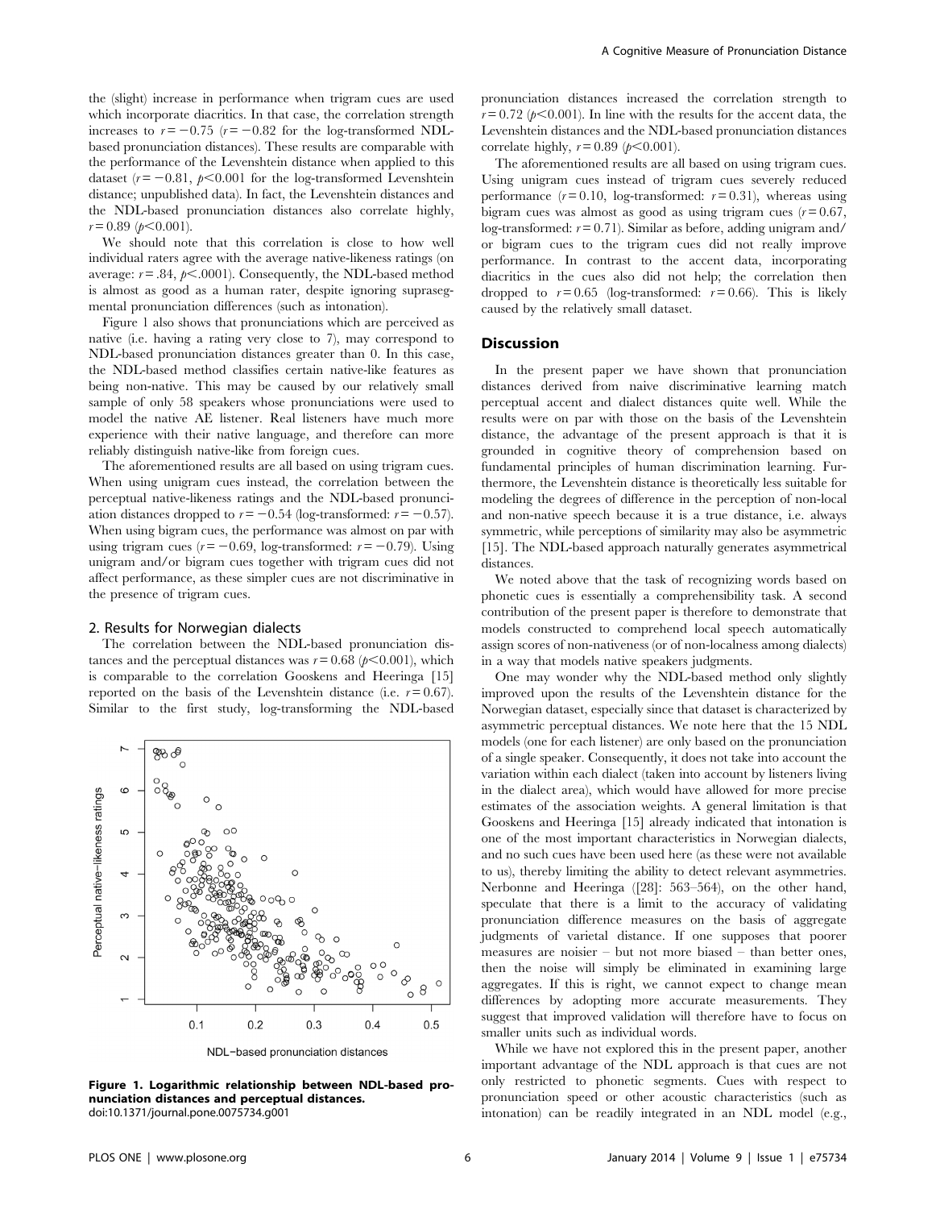the (slight) increase in performance when trigram cues are used which incorporate diacritics. In that case, the correlation strength increases to $r = -0.75$ ($r = -0.82$ for the log-transformed NDL-based pronunciation distances). These results are comparable with the performance of the Levenshtein distance when applied to this dataset ($r = -0.81$, $p < 0.001$ for the log-transformed Levenshtein distance; unpublished data). In fact, the Levenshtein distances and the NDL-based pronunciation distances also correlate highly, $r = 0.89$ ($p < 0.001$).

We should note that this correlation is close to how well individual raters agree with the average native-likeness ratings (on average: $r = .84$, $p < .0001$). Consequently, the NDL-based method is almost as good as a human rater, despite ignoring suprasegmental pronunciation differences (such as intonation).

Figure 1 also shows that pronunciations which are perceived as native (i.e. having a rating very close to 7), may correspond to NDL-based pronunciation distances greater than 0. In this case, the NDL-based method classifies certain native-like features as being non-native. This may be caused by our relatively small sample of only 58 speakers whose pronunciations were used to model the native AE listener. Real listeners have much more experience with their native language, and therefore can more reliably distinguish native-like from foreign cues.

The aforementioned results are all based on using trigram cues. When using unigram cues instead, the correlation between the perceptual native-likeness ratings and the NDL-based pronunciation distances dropped to $r = -0.54$ (log-transformed: $r = -0.57$). When using bigram cues, the performance was almost on par with using trigram cues ($r = -0.69$, log-transformed: $r = -0.79$). Using unigram and/or bigram cues together with trigram cues did not affect performance, as these simpler cues are not discriminative in the presence of trigram cues.

### 2. Results for Norwegian dialects

The correlation between the NDL-based pronunciation distances and the perceptual distances was $r = 0.68$ ($p < 0.001$), which is comparable to the correlation Gooskens and Heeringa [15] reported on the basis of the Levenshtein distance (i.e. $r = 0.67$). Similar to the first study, log-transforming the NDL-based pronunciation distances increased the correlation strength to $r = 0.72$ ($p < 0.001$). In line with the results for the accent data, the Levenshtein distances and the NDL-based pronunciation distances correlate highly, $r = 0.89$ ($p < 0.001$).

The aforementioned results are all based on using trigram cues. Using unigram cues instead of trigram cues severely reduced performance ($r = 0.10$, log-transformed: $r = 0.31$), whereas using bigram cues was almost as good as using trigram cues ($r = 0.67$, log-transformed: $r = 0.71$). Similar as before, adding unigram and/or bigram cues to the trigram cues did not really improve performance. In contrast to the accent data, incorporating diacritics in the cues also did not help; the correlation then dropped to $r = 0.65$ (log-transformed: $r = 0.66$). This is likely caused by the relatively small dataset.

Perceptual native-likeness ratings

7
6
5
4
3
2
1

0.1 0.2 0.3 0.4 0.5

NDL-based pronunciation distances

**Figure 1. Logarithmic relationship between NDL-based pronunciation distances and perceptual distances.**
doi:10.1371/journal.pone.0075734.g001

## Discussion

In the present paper we have shown that pronunciation distances derived from naive discriminative learning match perceptual accent and dialect distances quite well. While the results were on par with those on the basis of the Levenshtein distance, the advantage of the present approach is that it is grounded in cognitive theory of comprehension based on fundamental principles of human discrimination learning. Furthermore, the Levenshtein distance is theoretically less suitable for modeling the degrees of difference in the perception of non-local and non-native speech because it is a true distance, i.e. always symmetric, while perceptions of similarity may also be asymmetric [15]. The NDL-based approach naturally generates asymmetrical distances.

We noted above that the task of recognizing words based on phonetic cues is essentially a comprehensibility task. A second contribution of the present paper is therefore to demonstrate that models constructed to comprehend local speech automatically assign scores of non-nativeness (or of non-localness among dialects) in a way that models native speakers judgments.

One may wonder why the NDL-based method only slightly improved upon the results of the Levenshtein distance for the Norwegian dataset, especially since that dataset is characterized by asymmetric perceptual distances. We note here that the 15 NDL models (one for each listener) are only based on the pronunciation of a single speaker. Consequently, it does not take into account the variation within each dialect (taken into account by listeners living in the dialect area), which would have allowed for more precise estimates of the association weights. A general limitation is that Gooskens and Heeringa [15] already indicated that intonation is one of the most important characteristics in Norwegian dialects, and no such cues have been used here (as these were not available to us), thereby limiting the ability to detect relevant asymmetries. Nerbonne and Heeringa ([28]: 563–564), on the other hand, speculate that there is a limit to the accuracy of validating pronunciation difference measures on the basis of aggregate judgments of varietal distance. If one supposes that poorer measures are noisier – but not more biased – than better ones, then the noise will simply be eliminated in examining large aggregates. If this is right, we cannot expect to change mean differences by adopting more accurate measurements. They suggest that improved validation will therefore have to focus on smaller units such as individual words.

While we have not explored this in the present paper, another important advantage of the NDL approach is that cues are not only restricted to phonetic segments. Cues with respect to pronunciation speed or other acoustic characteristics (such as intonation) can be readily integrated in an NDL model (e.g.,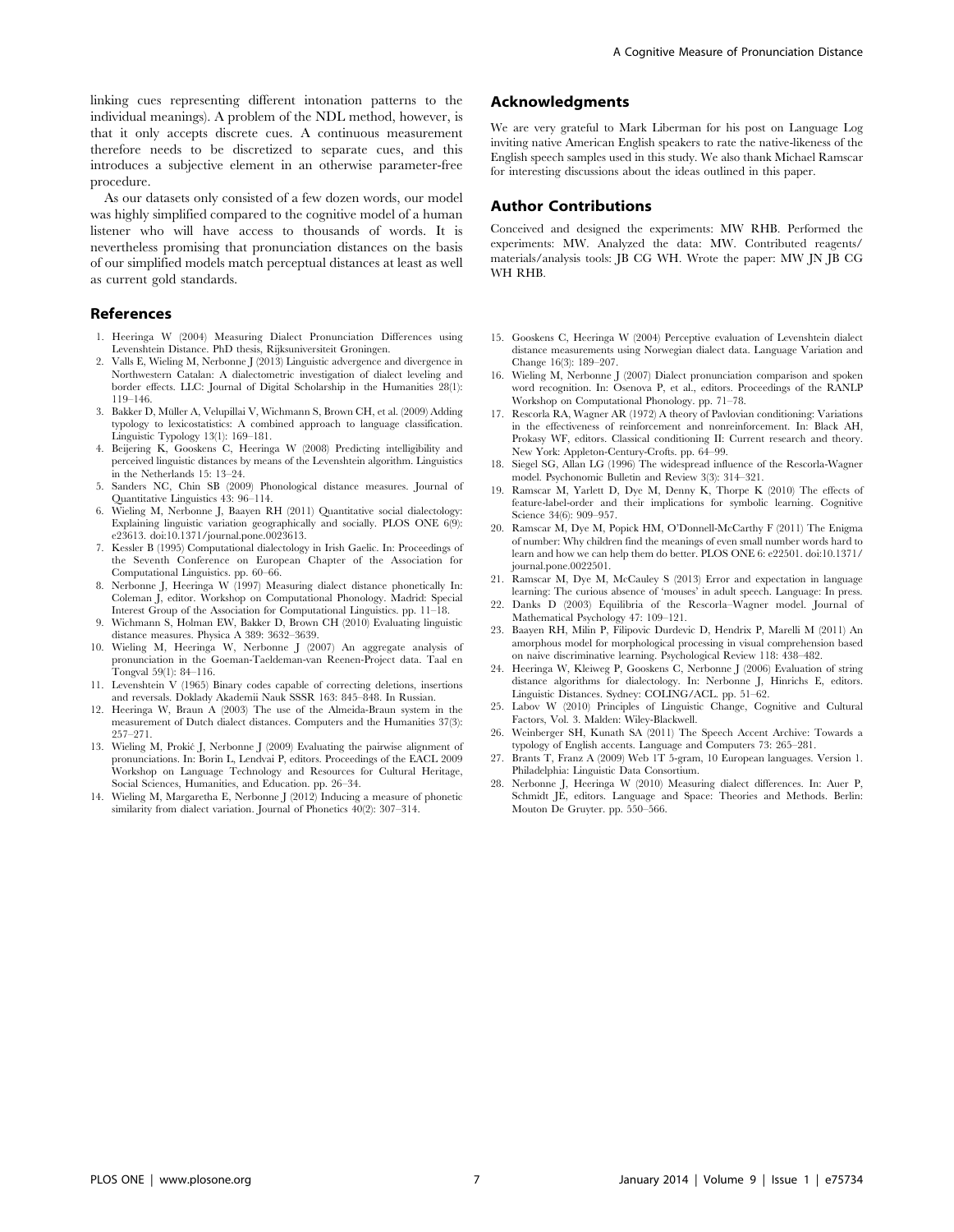linking cues representing different intonation patterns to the individual meanings). A problem of the NDL method, however, is that it only accepts discrete cues. A continuous measurement therefore needs to be discretized to separate cues, and this introduces a subjective element in an otherwise parameter-free procedure.

As our datasets only consisted of a few dozen words, our model was highly simplified compared to the cognitive model of a human listener who will have access to thousands of words. It is nevertheless promising that pronunciation distances on the basis of our simplified models match perceptual distances at least as well as current gold standards.

## Acknowledgments

We are very grateful to Mark Liberman for his post on Language Log inviting native American English speakers to rate the native-likeness of the English speech samples used in this study. We also thank Michael Ramscar for interesting discussions about the ideas outlined in this paper.

## Author Contributions

Conceived and designed the experiments: MW RHB. Performed the experiments: MW. Analyzed the data: MW. Contributed reagents/materials/analysis tools: JB CG WH. Wrote the paper: MW JN JB CG WH RHB.

## References

1. Heeringa W (2004) Measuring Dialect Pronunciation Differences using Levenshtein Distance. PhD thesis, Rijksuniversiteit Groningen.
2. Valls E, Wieling M, Nerbonne J (2013) Linguistic advergence and divergence in Northwestern Catalan: A dialectometric investigation of dialect leveling and border effects. LLC: Journal of Digital Scholarship in the Humanities 28(1): 119–146.
3. Bakker D, Müller A, Velupillai V, Wichmann S, Brown CH, et al. (2009) Adding typology to lexicostatistics: A combined approach to language classification. Linguistic Typology 13(1): 169–181.
4. Beijering K, Gooskens C, Heeringa W (2008) Predicting intelligibility and perceived linguistic distances by means of the Levenshtein algorithm. Linguistics in the Netherlands 15: 13–24.
5. Sanders NC, Chin SB (2009) Phonological distance measures. Journal of Quantitative Linguistics 43: 96–114.
6. Wieling M, Nerbonne J, Baayen RH (2011) Quantitative social dialectology: Explaining linguistic variation geographically and socially. PLOS ONE 6(9): e23613. doi:10.1371/journal.pone.0023613.
7. Kessler B (1995) Computational dialectology in Irish Gaelic. In: Proceedings of the Seventh Conference on European Chapter of the Association for Computational Linguistics. pp. 60–66.
8. Nerbonne J, Heeringa W (1997) Measuring dialect distance phonetically In: Coleman J, editor. Workshop on Computational Phonology. Madrid: Special Interest Group of the Association for Computational Linguistics. pp. 11–18.
9. Wichmann S, Holman EW, Bakker D, Brown CH (2010) Evaluating linguistic distance measures. Physica A 389: 3632–3639.
10. Wieling M, Heeringa W, Nerbonne J (2007) An aggregate analysis of pronunciation in the Goeman-Taeldeman-van Reenen-Project data. Taal en Tongval 59(1): 84–116.
11. Levenshtein V (1965) Binary codes capable of correcting deletions, insertions and reversals. Doklady Akademii Nauk SSSR 163: 845–848. In Russian.
12. Heeringa W, Braun A (2003) The use of the Almeida-Braun system in the measurement of Dutch dialect distances. Computers and the Humanities 37(3): 257–271.
13. Wieling M, Prokić J, Nerbonne J (2009) Evaluating the pairwise alignment of pronunciations. In: Borin L, Lendvai P, editors. Proceedings of the EACL 2009 Workshop on Language Technology and Resources for Cultural Heritage, Social Sciences, Humanities, and Education. pp. 26–34.
14. Wieling M, Margaretha E, Nerbonne J (2012) Inducing a measure of phonetic similarity from dialect variation. Journal of Phonetics 40(2): 307–314.
15. Gooskens C, Heeringa W (2004) Perceptive evaluation of Levenshtein dialect distance measurements using Norwegian dialect data. Language Variation and Change 16(3): 189–207.
16. Wieling M, Nerbonne J (2007) Dialect pronunciation comparison and spoken word recognition. In: Osenova P, et al., editors. Proceedings of the RANLP Workshop on Computational Phonology. pp. 71–78.
17. Rescorla RA, Wagner AR (1972) A theory of Pavlovian conditioning: Variations in the effectiveness of reinforcement and nonreinforcement. In: Black AH, Prokasy WF, editors. Classical conditioning II: Current research and theory. New York: Appleton-Century-Crofts. pp. 64–99.
18. Siegel SG, Allan LG (1996) The widespread influence of the Rescorla-Wagner model. Psychonomic Bulletin and Review 3(3): 314–321.
19. Ramscar M, Yarlett D, Dye M, Denny K, Thorpe K (2010) The effects of feature-label-order and their implications for symbolic learning. Cognitive Science 34(6): 909–957.
20. Ramscar M, Dye M, Popick HM, O'Donnell-McCarthy F (2011) The Enigma of number: Why children find the meanings of even small number words hard to learn and how we can help them do better. PLOS ONE 6: e22501. doi:10.1371/journal.pone.0022501.
21. Ramscar M, Dye M, McCauley S (2013) Error and expectation in language learning: The curious absence of 'mouses' in adult speech. Language: In press.
22. Danks D (2003) Equilibria of the Rescorla–Wagner model. Journal of Mathematical Psychology 47: 109–121.
23. Baayen RH, Milin P, Filipovic Durdevic D, Hendrix P, Marelli M (2011) An amorphous model for morphological processing in visual comprehension based on naive discriminative learning. Psychological Review 118: 438–482.
24. Heeringa W, Kleiweg P, Gooskens C, Nerbonne J (2006) Evaluation of string distance algorithms for dialectology. In: Nerbonne J, Hinrichs E, editors. Linguistic Distances. Sydney: COLING/ACL. pp. 51–62.
25. Labov W (2010) Principles of Linguistic Change, Cognitive and Cultural Factors, Vol. 3. Malden: Wiley-Blackwell.
26. Weinberger SH, Kunath SA (2011) The Speech Accent Archive: Towards a typology of English accents. Language and Computers 73: 265–281.
27. Brants T, Franz A (2009) Web 1T 5-gram, 10 European languages. Version 1. Philadelphia: Linguistic Data Consortium.
28. Nerbonne J, Heeringa W (2010) Measuring dialect differences. In: Auer P, Schmidt JE, editors. Language and Space: Theories and Methods. Berlin: Mouton De Gruyter. pp. 550–566.